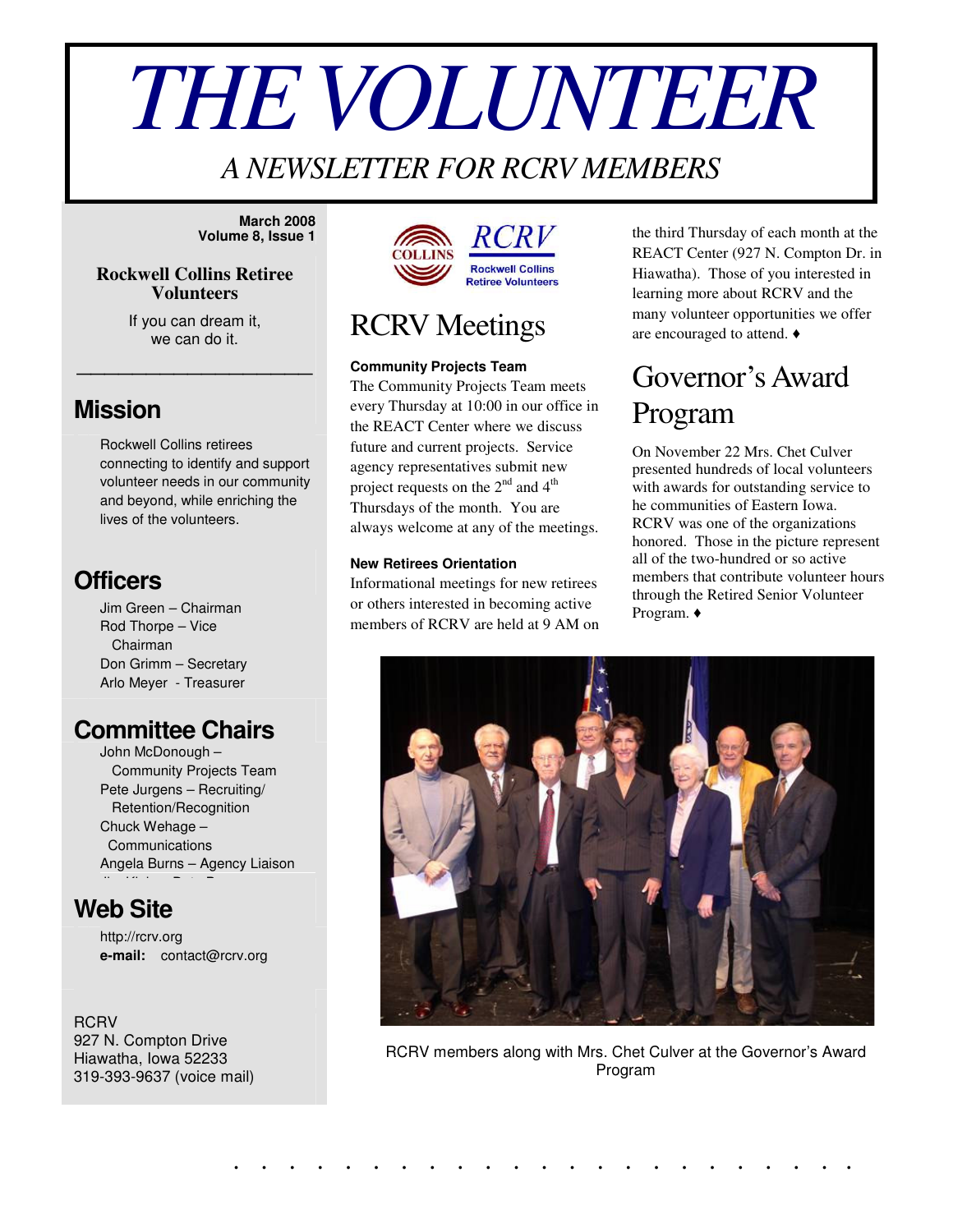# THE VOLUNTEER

*A NEWSLETTER FOR RCRV MEMBERS*

**March 2008**
**Volume 8, Issue 1**

**Rockwell Collins Retiree Volunteers**

If you can dream it,
we can do it.

## Mission

Rockwell Collins retirees connecting to identify and support volunteer needs in our community and beyond, while enriching the lives of the volunteers.

## Officers

Jim Green – Chairman
Rod Thorpe – Vice Chairman
Don Grimm – Secretary
Arlo Meyer - Treasurer

## Committee Chairs

John McDonough – Community Projects Team
Pete Jurgens – Recruiting/ Retention/Recognition
Chuck Wehage – Communications
Angela Burns – Agency Liaison

## Web Site

http://rcrv.org
**e-mail:** contact@rcrv.org

RCRV
927 N. Compton Drive
Hiawatha, Iowa 52233
319-393-9637 (voice mail)

COLLINS RCRV Rockwell Collins Retiree Volunteers

# RCRV Meetings

**Community Projects Team**

The Community Projects Team meets every Thursday at 10:00 in our office in the REACT Center where we discuss future and current projects. Service agency representatives submit new project requests on the 2nd and 4th Thursdays of the month. You are always welcome at any of the meetings.

**New Retirees Orientation**

Informational meetings for new retirees or others interested in becoming active members of RCRV are held at 9 AM on the third Thursday of each month at the REACT Center (927 N. Compton Dr. in Hiawatha). Those of you interested in learning more about RCRV and the many volunteer opportunities we offer are encouraged to attend. ♦

# Governor's Award Program

On November 22 Mrs. Chet Culver presented hundreds of local volunteers with awards for outstanding service to he communities of Eastern Iowa. RCRV was one of the organizations honored. Those in the picture represent all of the two-hundred or so active members that contribute volunteer hours through the Retired Senior Volunteer Program. ♦

RCRV members along with Mrs. Chet Culver at the Governor's Award Program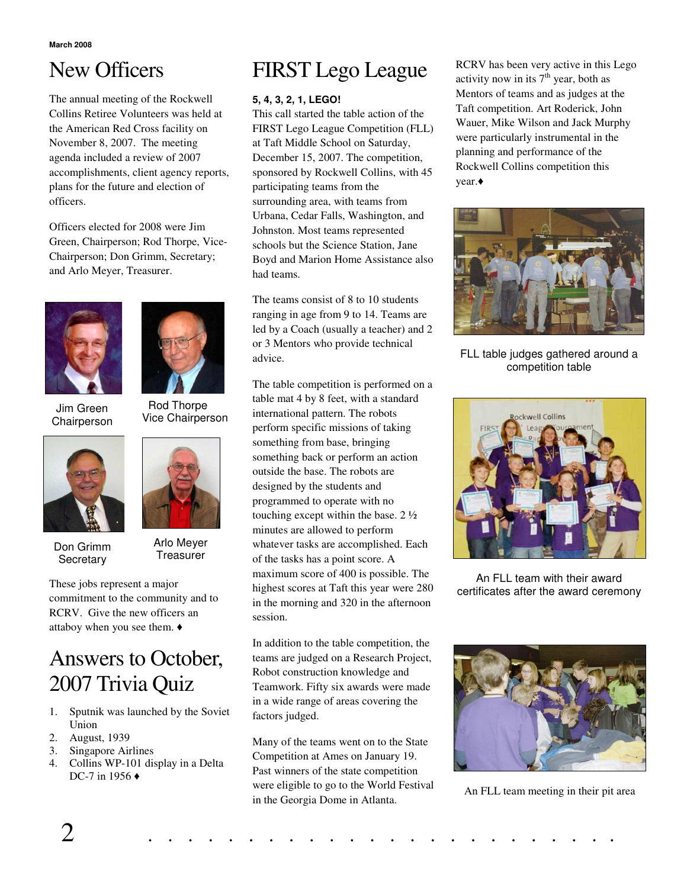# New Officers

The annual meeting of the Rockwell Collins Retiree Volunteers was held at the American Red Cross facility on November 8, 2007. The meeting agenda included a review of 2007 accomplishments, client agency reports, plans for the future and election of officers.

Officers elected for 2008 were Jim Green, Chairperson; Rod Thorpe, Vice-Chairperson; Don Grimm, Secretary; and Arlo Meyer, Treasurer.

Jim Green
Chairperson

Rod Thorpe
Vice Chairperson

Don Grimm
Secretary

Arlo Meyer
Treasurer

These jobs represent a major commitment to the community and to RCRV. Give the new officers an attaboy when you see them. ♦

# Answers to October, 2007 Trivia Quiz

1. Sputnik was launched by the Soviet Union
2. August, 1939
3. Singapore Airlines
4. Collins WP-101 display in a Delta DC-7 in 1956 ♦

# FIRST Lego League

**5, 4, 3, 2, 1, LEGO!**

This call started the table action of the FIRST Lego League Competition (FLL) at Taft Middle School on Saturday, December 15, 2007. The competition, sponsored by Rockwell Collins, with 45 participating teams from the surrounding area, with teams from Urbana, Cedar Falls, Washington, and Johnston. Most teams represented schools but the Science Station, Jane Boyd and Marion Home Assistance also had teams.

The teams consist of 8 to 10 students ranging in age from 9 to 14. Teams are led by a Coach (usually a teacher) and 2 or 3 Mentors who provide technical advice.

The table competition is performed on a table mat 4 by 8 feet, with a standard international pattern. The robots perform specific missions of taking something from base, bringing something back or perform an action outside the base. The robots are designed by the students and programmed to operate with no touching except within the base. 2 ½ minutes are allowed to perform whatever tasks are accomplished. Each of the tasks has a point score. A maximum score of 400 is possible. The highest scores at Taft this year were 280 in the morning and 320 in the afternoon session.

In addition to the table competition, the teams are judged on a Research Project, Robot construction knowledge and Teamwork. Fifty six awards were made in a wide range of areas covering the factors judged.

Many of the teams went on to the State Competition at Ames on January 19. Past winners of the state competition were eligible to go to the World Festival in the Georgia Dome in Atlanta.

RCRV has been very active in this Lego activity now in its 7th year, both as Mentors of teams and as judges at the Taft competition. Art Roderick, John Wauer, Mike Wilson and Jack Murphy were particularly instrumental in the planning and performance of the Rockwell Collins competition this year.♦

FLL table judges gathered around a competition table

An FLL team with their award certificates after the award ceremony

An FLL team meeting in their pit area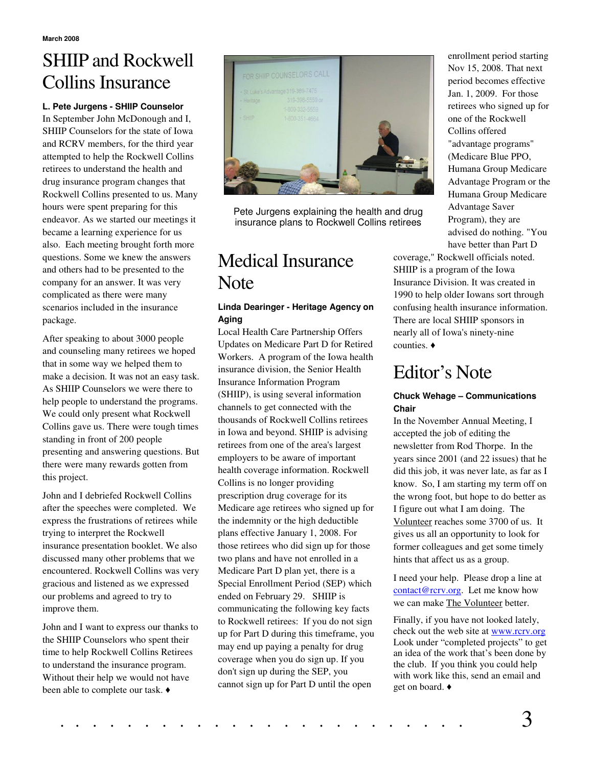March 2008

# SHIIP and Rockwell Collins Insurance

**L. Pete Jurgens - SHIIP Counselor**

In September John McDonough and I, SHIIP Counselors for the state of Iowa and RCRV members, for the third year attempted to help the Rockwell Collins retirees to understand the health and drug insurance program changes that Rockwell Collins presented to us. Many hours were spent preparing for this endeavor. As we started our meetings it became a learning experience for us also. Each meeting brought forth more questions. Some we knew the answers and others had to be presented to the company for an answer. It was very complicated as there were many scenarios included in the insurance package.

After speaking to about 3000 people and counseling many retirees we hoped that in some way we helped them to make a decision. It was not an easy task. As SHIIP Counselors we were there to help people to understand the programs. We could only present what Rockwell Collins gave us. There were tough times standing in front of 200 people presenting and answering questions. But there were many rewards gotten from this project.

John and I debriefed Rockwell Collins after the speeches were completed. We express the frustrations of retirees while trying to interpret the Rockwell insurance presentation booklet. We also discussed many other problems that we encountered. Rockwell Collins was very gracious and listened as we expressed our problems and agreed to try to improve them.

John and I want to express our thanks to the SHIIP Counselors who spent their time to help Rockwell Collins Retirees to understand the insurance program. Without their help we would not have been able to complete our task. ♦

Pete Jurgens explaining the health and drug insurance plans to Rockwell Collins retirees

# Medical Insurance Note

**Linda Dearinger - Heritage Agency on Aging**

Local Health Care Partnership Offers Updates on Medicare Part D for Retired Workers. A program of the Iowa health insurance division, the Senior Health Insurance Information Program (SHIIP), is using several information channels to get connected with the thousands of Rockwell Collins retirees in Iowa and beyond. SHIIP is advising retirees from one of the area's largest employers to be aware of important health coverage information. Rockwell Collins is no longer providing prescription drug coverage for its Medicare age retirees who signed up for the indemnity or the high deductible plans effective January 1, 2008. For those retirees who did sign up for those two plans and have not enrolled in a Medicare Part D plan yet, there is a Special Enrollment Period (SEP) which ended on February 29. SHIIP is communicating the following key facts to Rockwell retirees: If you do not sign up for Part D during this timeframe, you may end up paying a penalty for drug coverage when you do sign up. If you don't sign up during the SEP, you cannot sign up for Part D until the open enrollment period starting Nov 15, 2008. That next period becomes effective Jan. 1, 2009. For those retirees who signed up for one of the Rockwell Collins offered "advantage programs" (Medicare Blue PPO, Humana Group Medicare Advantage Program or the Humana Group Medicare Advantage Saver Program), they are advised do nothing. "You have better than Part D coverage," Rockwell officials noted. SHIIP is a program of the Iowa Insurance Division. It was created in 1990 to help older Iowans sort through confusing health insurance information. There are local SHIIP sponsors in nearly all of Iowa's ninety-nine counties. ♦

# Editor's Note

**Chuck Wehage – Communications Chair**

In the November Annual Meeting, I accepted the job of editing the newsletter from Rod Thorpe. In the years since 2001 (and 22 issues) that he did this job, it was never late, as far as I know. So, I am starting my term off on the wrong foot, but hope to do better as I figure out what I am doing. The Volunteer reaches some 3700 of us. It gives us all an opportunity to look for former colleagues and get some timely hints that affect us as a group.

I need your help. Please drop a line at contact@rcrv.org. Let me know how we can make The Volunteer better.

Finally, if you have not looked lately, check out the web site at www.rcrv.org Look under "completed projects" to get an idea of the work that's been done by the club. If you think you could help with work like this, send an email and get on board. ♦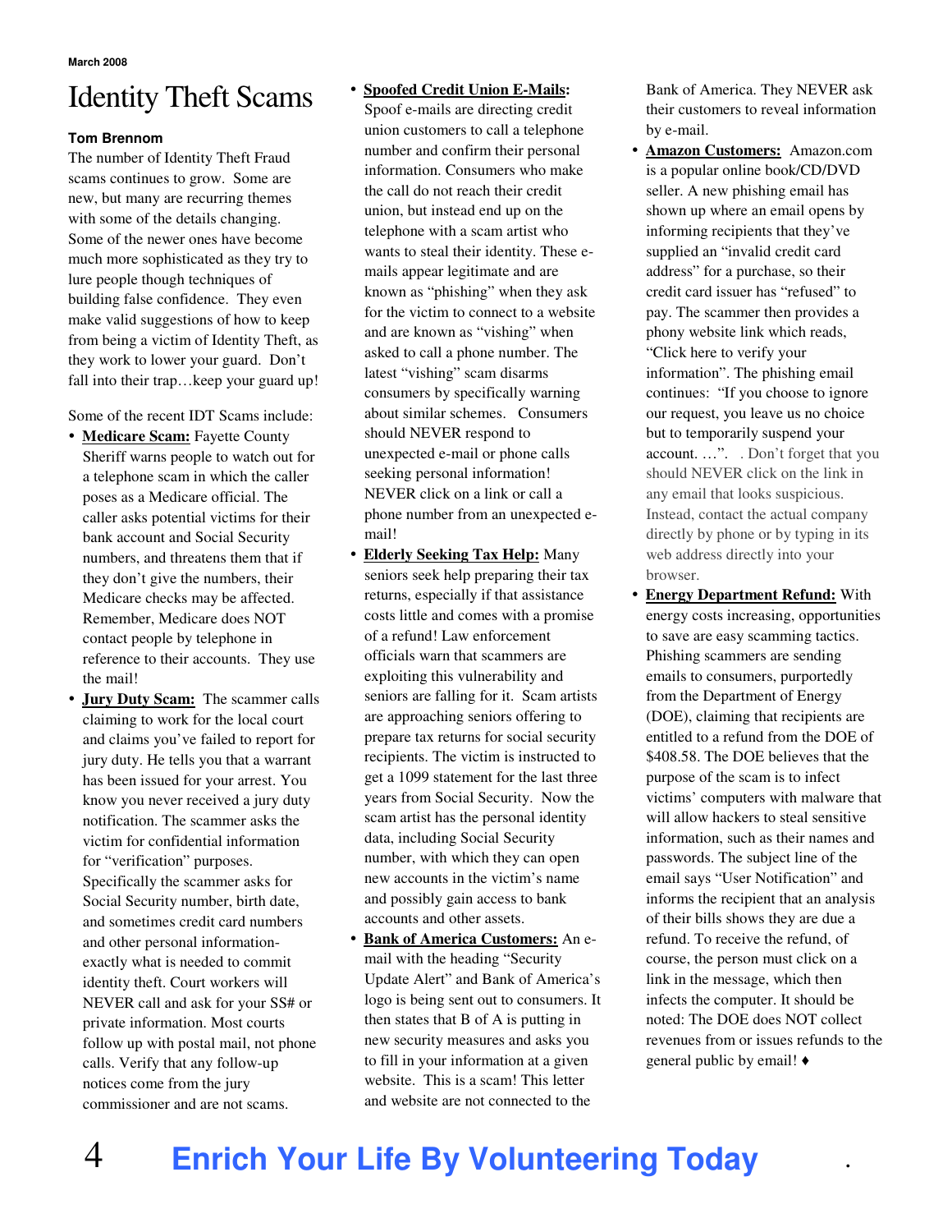March 2008

# Identity Theft Scams

**Tom Brennom**

The number of Identity Theft Fraud scams continues to grow. Some are new, but many are recurring themes with some of the details changing. Some of the newer ones have become much more sophisticated as they try to lure people though techniques of building false confidence. They even make valid suggestions of how to keep from being a victim of Identity Theft, as they work to lower your guard. Don't fall into their trap…keep your guard up!

Some of the recent IDT Scams include:

- **Medicare Scam:** Fayette County Sheriff warns people to watch out for a telephone scam in which the caller poses as a Medicare official. The caller asks potential victims for their bank account and Social Security numbers, and threatens them that if they don't give the numbers, their Medicare checks may be affected. Remember, Medicare does NOT contact people by telephone in reference to their accounts. They use the mail!
- **Jury Duty Scam:** The scammer calls claiming to work for the local court and claims you've failed to report for jury duty. He tells you that a warrant has been issued for your arrest. You know you never received a jury duty notification. The scammer asks the victim for confidential information for "verification" purposes. Specifically the scammer asks for Social Security number, birth date, and sometimes credit card numbers and other personal information- exactly what is needed to commit identity theft. Court workers will NEVER call and ask for your SS# or private information. Most courts follow up with postal mail, not phone calls. Verify that any follow-up notices come from the jury commissioner and are not scams.
- **Spoofed Credit Union E-Mails:** Spoof e-mails are directing credit union customers to call a telephone number and confirm their personal information. Consumers who make the call do not reach their credit union, but instead end up on the telephone with a scam artist who wants to steal their identity. These e-mails appear legitimate and are known as "phishing" when they ask for the victim to connect to a website and are known as "vishing" when asked to call a phone number. The latest "vishing" scam disarms consumers by specifically warning about similar schemes. Consumers should NEVER respond to unexpected e-mail or phone calls seeking personal information! NEVER click on a link or call a phone number from an unexpected e-mail!
- **Elderly Seeking Tax Help:** Many seniors seek help preparing their tax returns, especially if that assistance costs little and comes with a promise of a refund! Law enforcement officials warn that scammers are exploiting this vulnerability and seniors are falling for it. Scam artists are approaching seniors offering to prepare tax returns for social security recipients. The victim is instructed to get a 1099 statement for the last three years from Social Security. Now the scam artist has the personal identity data, including Social Security number, with which they can open new accounts in the victim's name and possibly gain access to bank accounts and other assets.
- **Bank of America Customers:** An e-mail with the heading "Security Update Alert" and Bank of America's logo is being sent out to consumers. It then states that B of A is putting in new security measures and asks you to fill in your information at a given website. This is a scam! This letter and website are not connected to the Bank of America. They NEVER ask their customers to reveal information by e-mail.
- **Amazon Customers:** Amazon.com is a popular online book/CD/DVD seller. A new phishing email has shown up where an email opens by informing recipients that they've supplied an "invalid credit card address" for a purchase, so their credit card issuer has "refused" to pay. The scammer then provides a phony website link which reads, "Click here to verify your information". The phishing email continues: "If you choose to ignore our request, you leave us no choice but to temporarily suspend your account. …". . Don't forget that you should NEVER click on the link in any email that looks suspicious. Instead, contact the actual company directly by phone or by typing in its web address directly into your browser.
- **Energy Department Refund:** With energy costs increasing, opportunities to save are easy scamming tactics. Phishing scammers are sending emails to consumers, purportedly from the Department of Energy (DOE), claiming that recipients are entitled to a refund from the DOE of $408.58. The DOE believes that the purpose of the scam is to infect victims' computers with malware that will allow hackers to steal sensitive information, such as their names and passwords. The subject line of the email says "User Notification" and informs the recipient that an analysis of their bills shows they are due a refund. To receive the refund, of course, the person must click on a link in the message, which then infects the computer. It should be noted: The DOE does NOT collect revenues from or issues refunds to the general public by email! ♦

**Enrich Your Life By Volunteering Today**